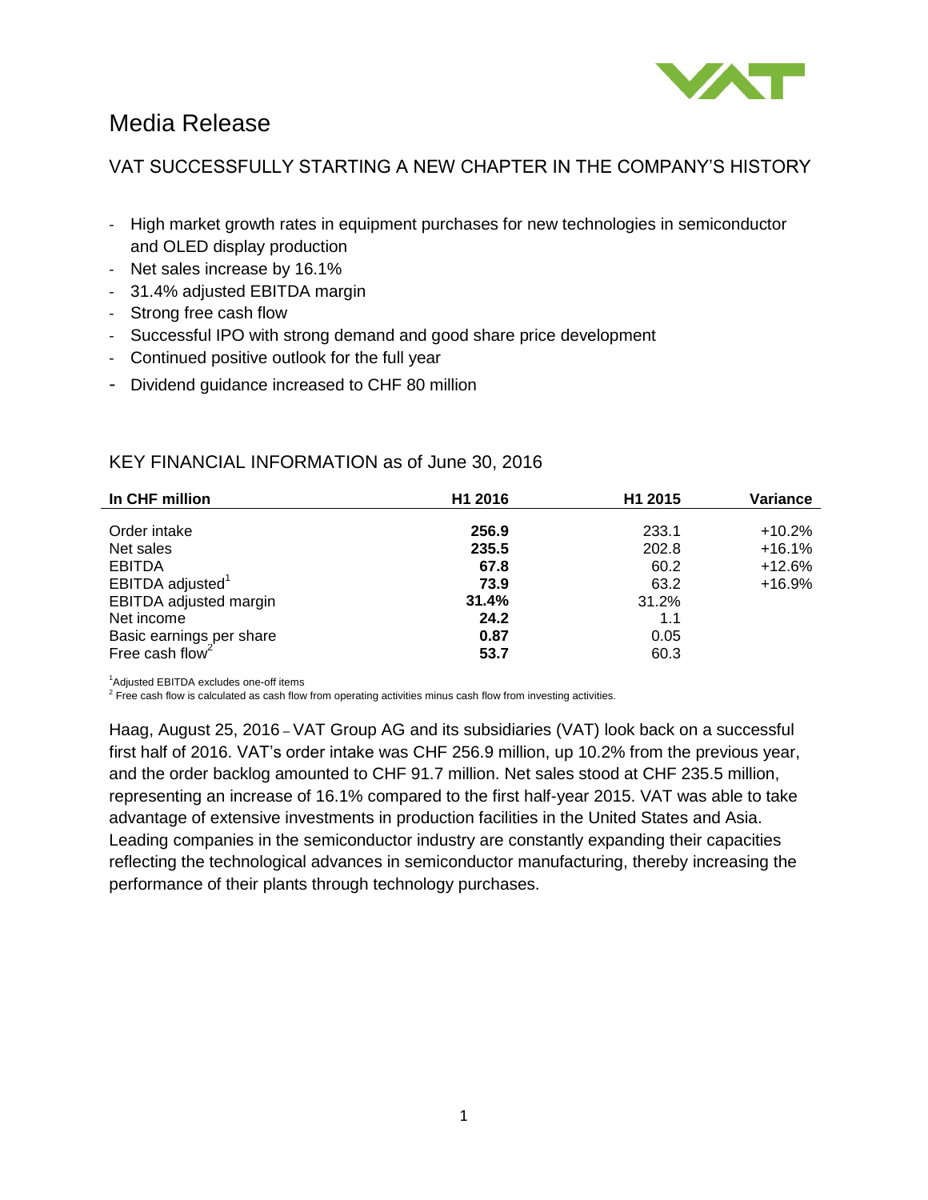# Media Release

## VAT SUCCESSFULLY STARTING A NEW CHAPTER IN THE COMPANY'S HISTORY

- High market growth rates in equipment purchases for new technologies in semiconductor and OLED display production
- Net sales increase by 16.1%
- 31.4% adjusted EBITDA margin
- Strong free cash flow
- Successful IPO with strong demand and good share price development
- Continued positive outlook for the full year
- Dividend guidance increased to CHF 80 million

## KEY FINANCIAL INFORMATION as of June 30, 2016

| In CHF million | H1 2016 | H1 2015 | Variance |
|---|---|---|---|
| Order intake | **256.9** | 233.1 | +10.2% |
| Net sales | **235.5** | 202.8 | +16.1% |
| EBITDA | **67.8** | 60.2 | +12.6% |
| EBITDA adjusted[1] | **73.9** | 63.2 | +16.9% |
| EBITDA adjusted margin | **31.4%** | 31.2% | |
| Net income | **24.2** | 1.1 | |
| Basic earnings per share | **0.87** | 0.05 | |
| Free cash flow[2] | **53.7** | 60.3 | |

[1]Adjusted EBITDA excludes one-off items

[2] Free cash flow is calculated as cash flow from operating activities minus cash flow from investing activities.

Haag, August 25, 2016 – VAT Group AG and its subsidiaries (VAT) look back on a successful first half of 2016. VAT's order intake was CHF 256.9 million, up 10.2% from the previous year, and the order backlog amounted to CHF 91.7 million. Net sales stood at CHF 235.5 million, representing an increase of 16.1% compared to the first half-year 2015. VAT was able to take advantage of extensive investments in production facilities in the United States and Asia. Leading companies in the semiconductor industry are constantly expanding their capacities reflecting the technological advances in semiconductor manufacturing, thereby increasing the performance of their plants through technology purchases.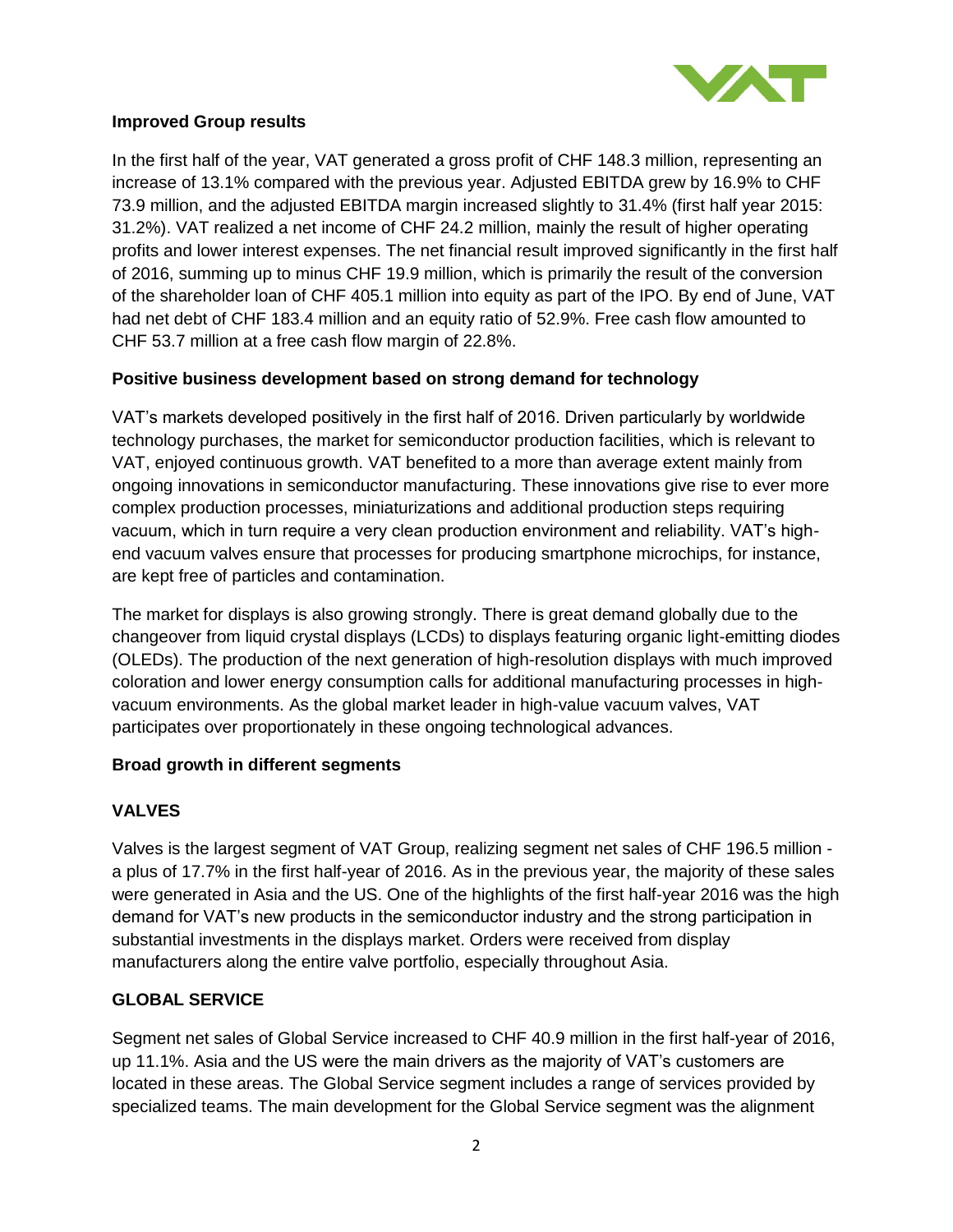**Improved Group results**

In the first half of the year, VAT generated a gross profit of CHF 148.3 million, representing an increase of 13.1% compared with the previous year. Adjusted EBITDA grew by 16.9% to CHF 73.9 million, and the adjusted EBITDA margin increased slightly to 31.4% (first half year 2015: 31.2%). VAT realized a net income of CHF 24.2 million, mainly the result of higher operating profits and lower interest expenses. The net financial result improved significantly in the first half of 2016, summing up to minus CHF 19.9 million, which is primarily the result of the conversion of the shareholder loan of CHF 405.1 million into equity as part of the IPO. By end of June, VAT had net debt of CHF 183.4 million and an equity ratio of 52.9%. Free cash flow amounted to CHF 53.7 million at a free cash flow margin of 22.8%.

**Positive business development based on strong demand for technology**

VAT's markets developed positively in the first half of 2016. Driven particularly by worldwide technology purchases, the market for semiconductor production facilities, which is relevant to VAT, enjoyed continuous growth. VAT benefited to a more than average extent mainly from ongoing innovations in semiconductor manufacturing. These innovations give rise to ever more complex production processes, miniaturizations and additional production steps requiring vacuum, which in turn require a very clean production environment and reliability. VAT's high-end vacuum valves ensure that processes for producing smartphone microchips, for instance, are kept free of particles and contamination.

The market for displays is also growing strongly. There is great demand globally due to the changeover from liquid crystal displays (LCDs) to displays featuring organic light-emitting diodes (OLEDs). The production of the next generation of high-resolution displays with much improved coloration and lower energy consumption calls for additional manufacturing processes in high-vacuum environments. As the global market leader in high-value vacuum valves, VAT participates over proportionately in these ongoing technological advances.

**Broad growth in different segments**

**VALVES**

Valves is the largest segment of VAT Group, realizing segment net sales of CHF 196.5 million - a plus of 17.7% in the first half-year of 2016. As in the previous year, the majority of these sales were generated in Asia and the US. One of the highlights of the first half-year 2016 was the high demand for VAT's new products in the semiconductor industry and the strong participation in substantial investments in the displays market. Orders were received from display manufacturers along the entire valve portfolio, especially throughout Asia.

**GLOBAL SERVICE**

Segment net sales of Global Service increased to CHF 40.9 million in the first half-year of 2016, up 11.1%. Asia and the US were the main drivers as the majority of VAT's customers are located in these areas. The Global Service segment includes a range of services provided by specialized teams. The main development for the Global Service segment was the alignment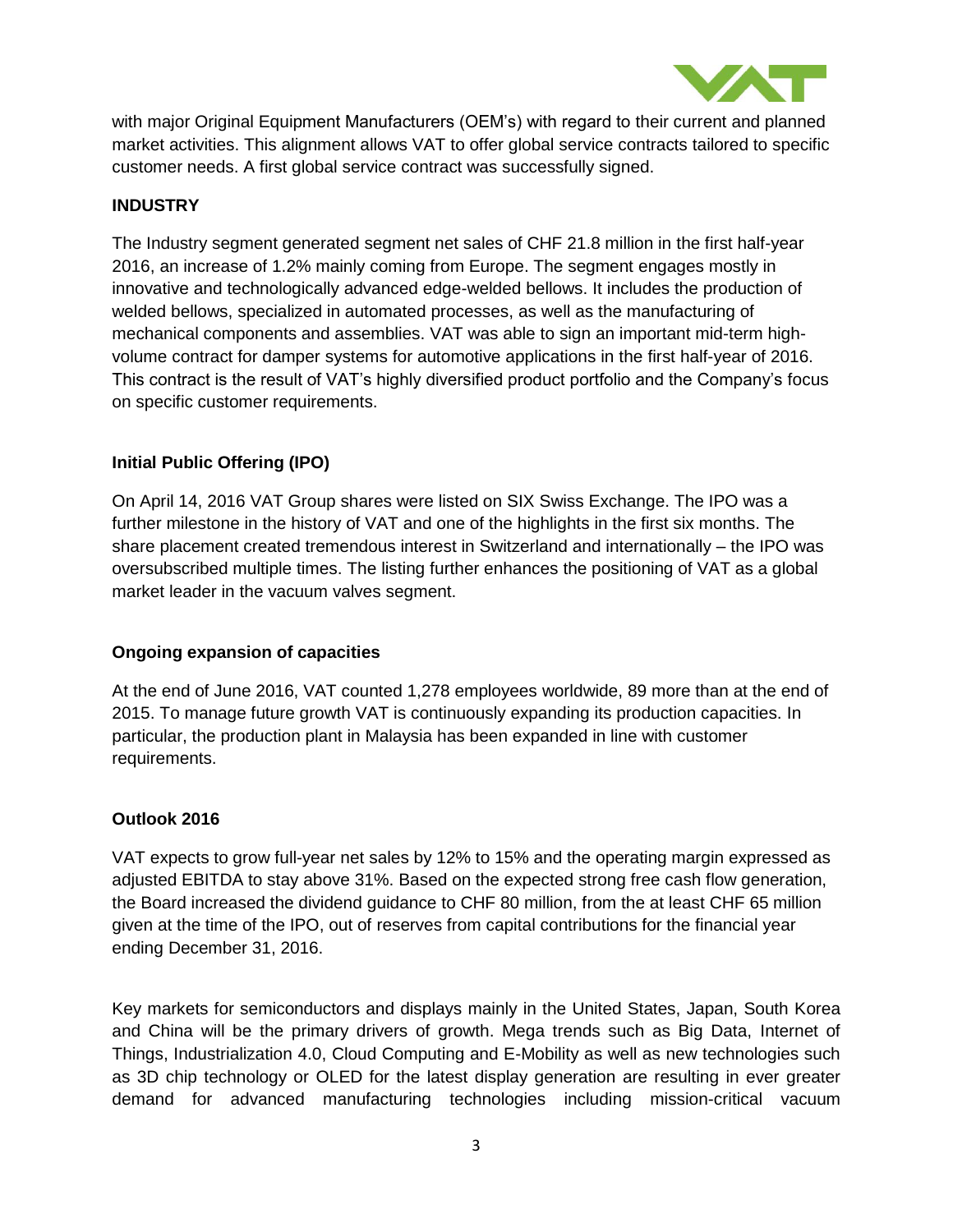with major Original Equipment Manufacturers (OEM's) with regard to their current and planned market activities. This alignment allows VAT to offer global service contracts tailored to specific customer needs. A first global service contract was successfully signed.

**INDUSTRY**

The Industry segment generated segment net sales of CHF 21.8 million in the first half-year 2016, an increase of 1.2% mainly coming from Europe. The segment engages mostly in innovative and technologically advanced edge-welded bellows. It includes the production of welded bellows, specialized in automated processes, as well as the manufacturing of mechanical components and assemblies. VAT was able to sign an important mid-term high-volume contract for damper systems for automotive applications in the first half-year of 2016. This contract is the result of VAT's highly diversified product portfolio and the Company's focus on specific customer requirements.

**Initial Public Offering (IPO)**

On April 14, 2016 VAT Group shares were listed on SIX Swiss Exchange. The IPO was a further milestone in the history of VAT and one of the highlights in the first six months. The share placement created tremendous interest in Switzerland and internationally – the IPO was oversubscribed multiple times. The listing further enhances the positioning of VAT as a global market leader in the vacuum valves segment.

**Ongoing expansion of capacities**

At the end of June 2016, VAT counted 1,278 employees worldwide, 89 more than at the end of 2015. To manage future growth VAT is continuously expanding its production capacities. In particular, the production plant in Malaysia has been expanded in line with customer requirements.

**Outlook 2016**

VAT expects to grow full-year net sales by 12% to 15% and the operating margin expressed as adjusted EBITDA to stay above 31%. Based on the expected strong free cash flow generation, the Board increased the dividend guidance to CHF 80 million, from the at least CHF 65 million given at the time of the IPO, out of reserves from capital contributions for the financial year ending December 31, 2016.

Key markets for semiconductors and displays mainly in the United States, Japan, South Korea and China will be the primary drivers of growth. Mega trends such as Big Data, Internet of Things, Industrialization 4.0, Cloud Computing and E-Mobility as well as new technologies such as 3D chip technology or OLED for the latest display generation are resulting in ever greater demand for advanced manufacturing technologies including mission-critical vacuum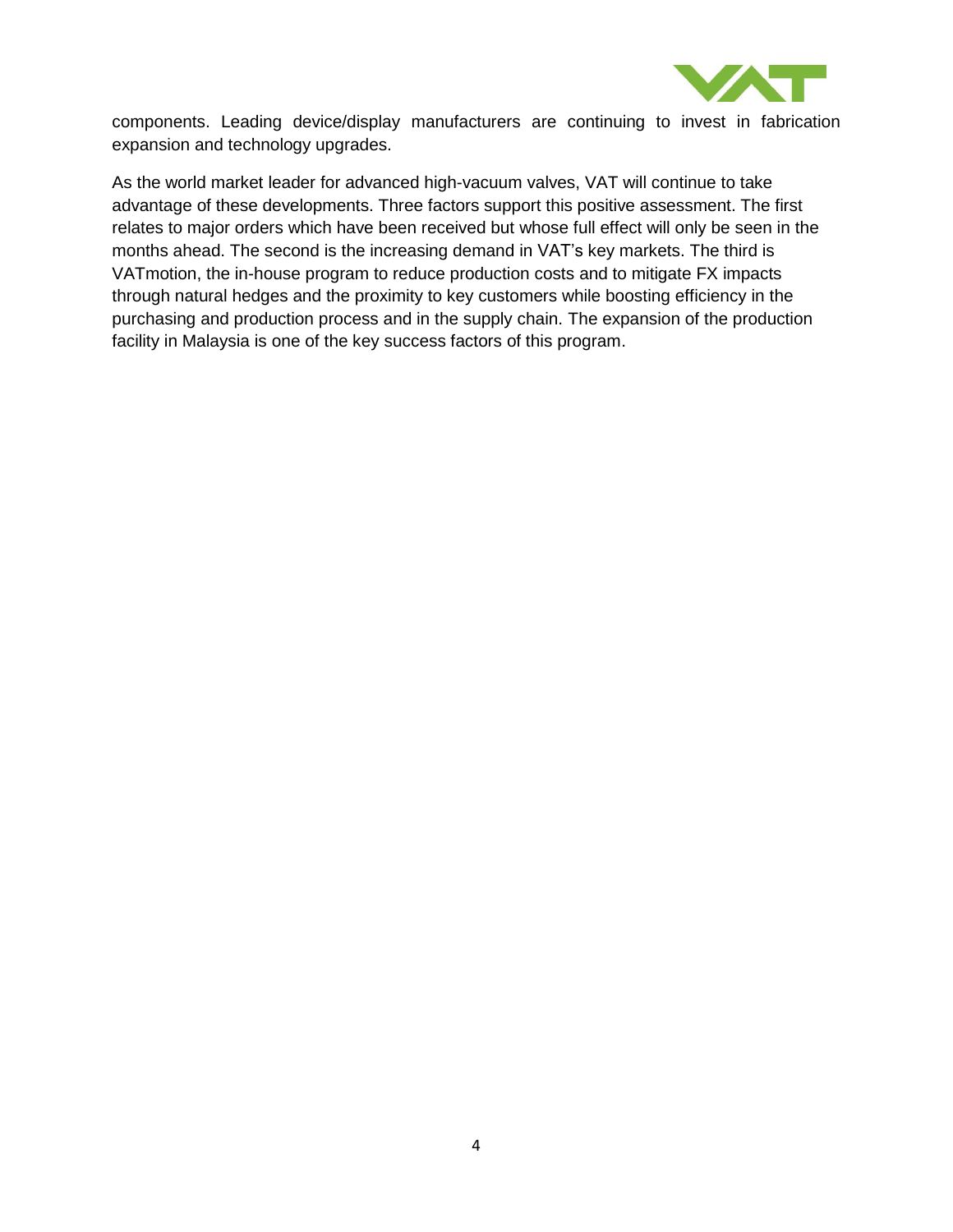components. Leading device/display manufacturers are continuing to invest in fabrication expansion and technology upgrades.

As the world market leader for advanced high-vacuum valves, VAT will continue to take advantage of these developments. Three factors support this positive assessment. The first relates to major orders which have been received but whose full effect will only be seen in the months ahead. The second is the increasing demand in VAT's key markets. The third is VATmotion, the in-house program to reduce production costs and to mitigate FX impacts through natural hedges and the proximity to key customers while boosting efficiency in the purchasing and production process and in the supply chain. The expansion of the production facility in Malaysia is one of the key success factors of this program.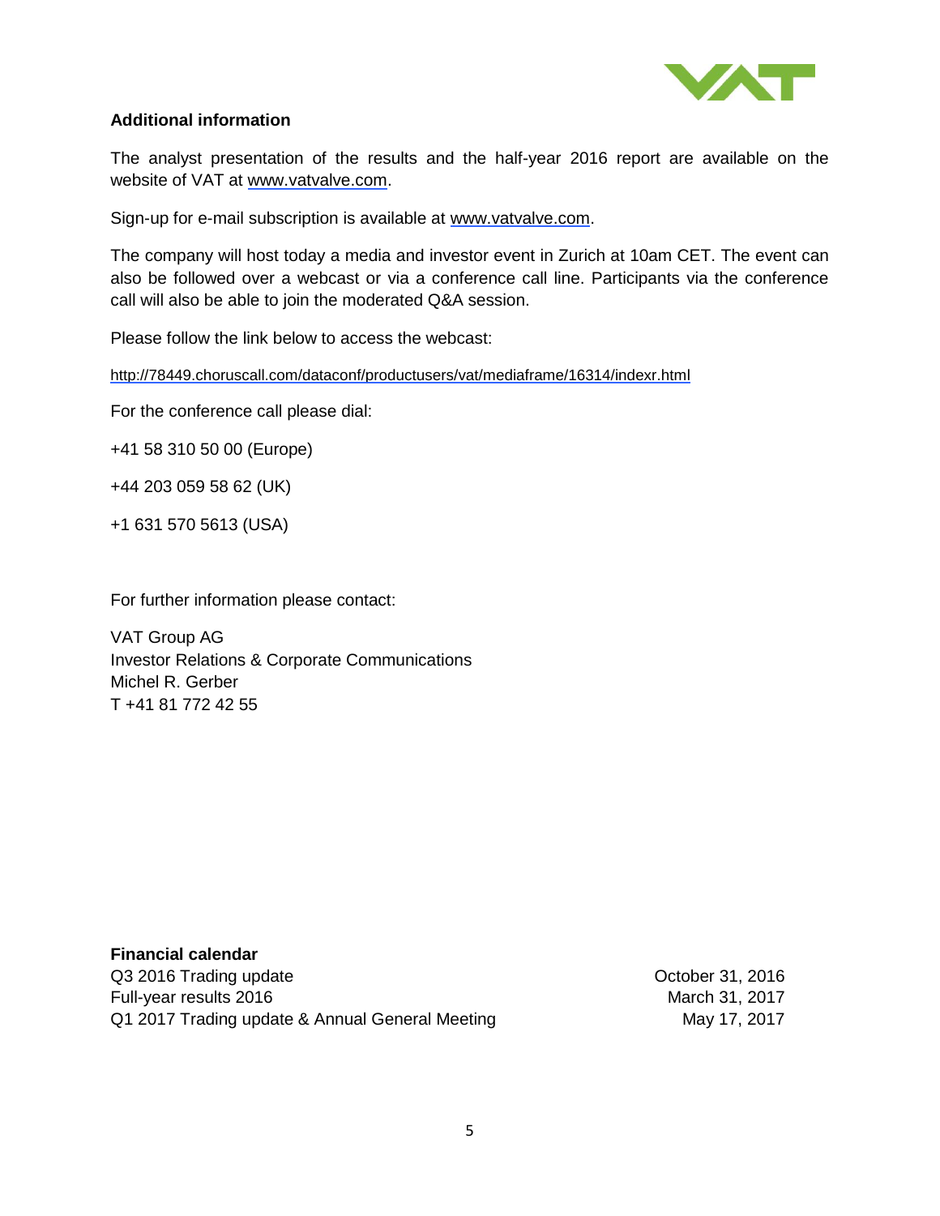## Additional information

The analyst presentation of the results and the half-year 2016 report are available on the website of VAT at www.vatvalve.com.

Sign-up for e-mail subscription is available at www.vatvalve.com.

The company will host today a media and investor event in Zurich at 10am CET. The event can also be followed over a webcast or via a conference call line. Participants via the conference call will also be able to join the moderated Q&A session.

Please follow the link below to access the webcast:

http://78449.choruscall.com/dataconf/productusers/vat/mediaframe/16314/indexr.html

For the conference call please dial:

+41 58 310 50 00 (Europe)

+44 203 059 58 62 (UK)

+1 631 570 5613 (USA)

For further information please contact:

VAT Group AG
Investor Relations & Corporate Communications
Michel R. Gerber
T +41 81 772 42 55

**Financial calendar**

| | |
|---|---|
| Q3 2016 Trading update | October 31, 2016 |
| Full-year results 2016 | March 31, 2017 |
| Q1 2017 Trading update & Annual General Meeting | May 17, 2017 |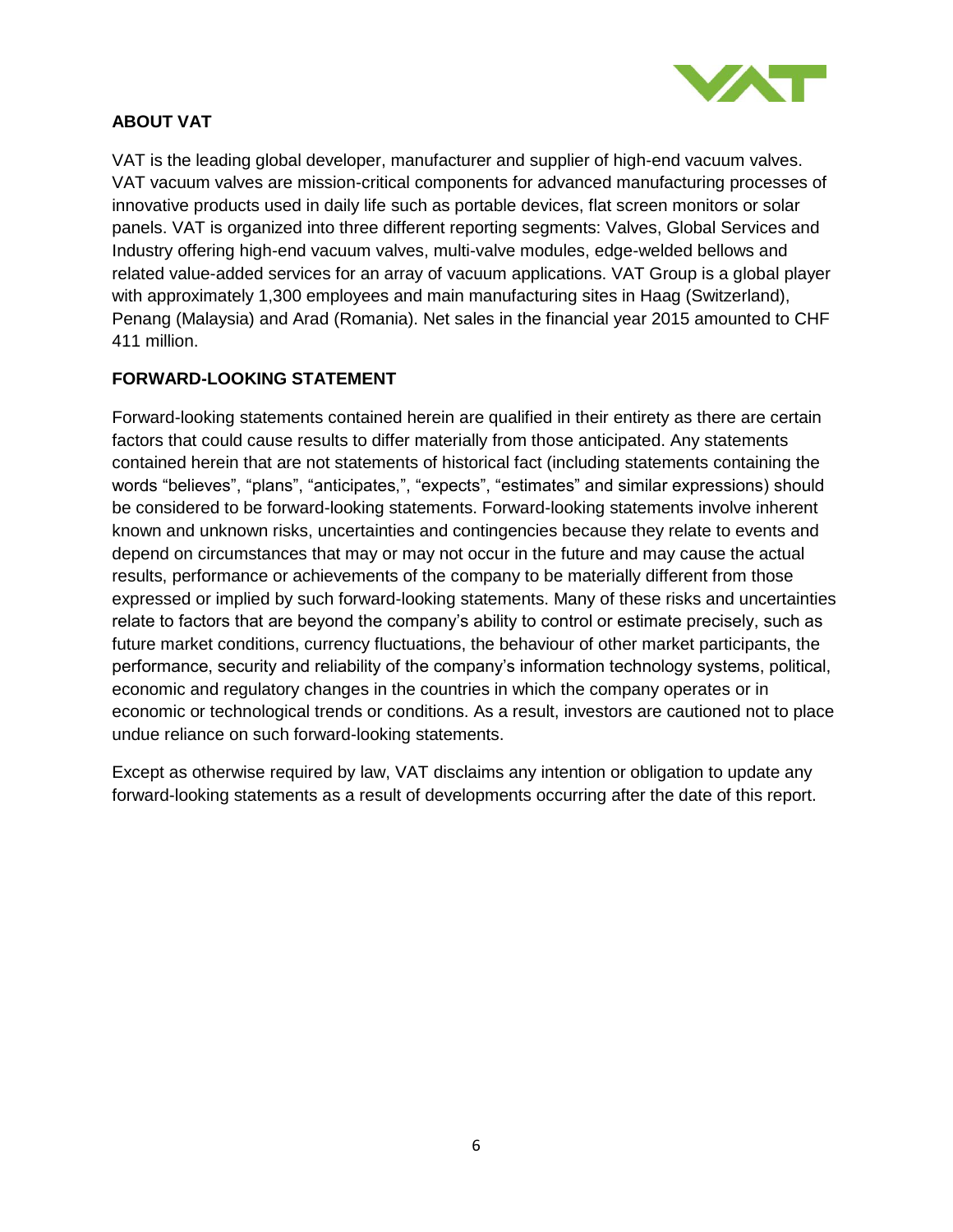## ABOUT VAT

VAT is the leading global developer, manufacturer and supplier of high-end vacuum valves. VAT vacuum valves are mission-critical components for advanced manufacturing processes of innovative products used in daily life such as portable devices, flat screen monitors or solar panels. VAT is organized into three different reporting segments: Valves, Global Services and Industry offering high-end vacuum valves, multi-valve modules, edge-welded bellows and related value-added services for an array of vacuum applications. VAT Group is a global player with approximately 1,300 employees and main manufacturing sites in Haag (Switzerland), Penang (Malaysia) and Arad (Romania). Net sales in the financial year 2015 amounted to CHF 411 million.

## FORWARD-LOOKING STATEMENT

Forward-looking statements contained herein are qualified in their entirety as there are certain factors that could cause results to differ materially from those anticipated. Any statements contained herein that are not statements of historical fact (including statements containing the words "believes", "plans", "anticipates,", "expects", "estimates" and similar expressions) should be considered to be forward-looking statements. Forward-looking statements involve inherent known and unknown risks, uncertainties and contingencies because they relate to events and depend on circumstances that may or may not occur in the future and may cause the actual results, performance or achievements of the company to be materially different from those expressed or implied by such forward-looking statements. Many of these risks and uncertainties relate to factors that are beyond the company's ability to control or estimate precisely, such as future market conditions, currency fluctuations, the behaviour of other market participants, the performance, security and reliability of the company's information technology systems, political, economic and regulatory changes in the countries in which the company operates or in economic or technological trends or conditions. As a result, investors are cautioned not to place undue reliance on such forward-looking statements.

Except as otherwise required by law, VAT disclaims any intention or obligation to update any forward-looking statements as a result of developments occurring after the date of this report.